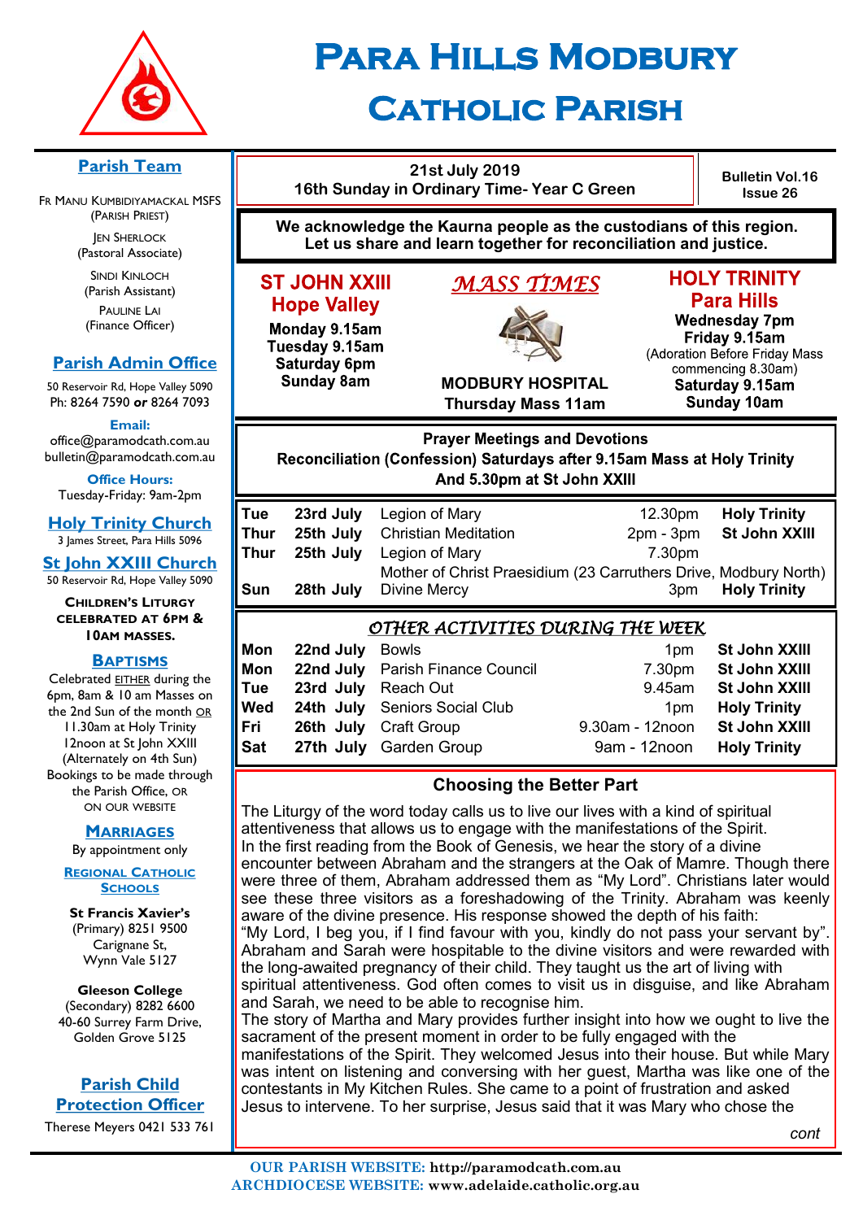# Para Hills Modbury Catholic Parish

## Parish Team

Fr Manu Kumbidiyamackal MSFS
(Parish Priest)

Jen Sherlock
(Pastoral Associate)

Sindi Kinloch
(Parish Assistant)

Pauline Lai
(Finance Officer)

## Parish Admin Office

50 Reservoir Rd, Hope Valley 5090
Ph: 8264 7590 **or** 8264 7093

**Email:**
office@paramodcath.com.au
bulletin@paramodcath.com.au

**Office Hours:**
Tuesday-Friday: 9am-2pm

## Holy Trinity Church

3 James Street, Para Hills 5096

## St John XXIII Church

50 Reservoir Rd, Hope Valley 5090

**Children's Liturgy celebrated at 6pm & 10am Masses.**

## Baptisms

Celebrated EITHER during the 6pm, 8am & 10 am Masses on the 2nd Sun of the month OR 11.30am at Holy Trinity 12noon at St John XXIII (Alternately on 4th Sun)
Bookings to be made through the Parish Office, OR ON OUR WEBSITE

## Marriages

By appointment only

## Regional Catholic Schools

**St Francis Xavier's**
(Primary) 8251 9500
Carignane St,
Wynn Vale 5127

**Gleeson College**
(Secondary) 8282 6600
40-60 Surrey Farm Drive,
Golden Grove 5125

## Parish Child Protection Officer

Therese Meyers 0421 533 761

---

**21st July 2019**
**16th Sunday in Ordinary Time- Year C Green**

**Bulletin Vol.16 Issue 26**

**We acknowledge the Kaurna people as the custodians of this region. Let us share and learn together for reconciliation and justice.**

## *MASS TIMES*

**ST JOHN XXIII Hope Valley**
**Monday 9.15am**
**Tuesday 9.15am**
**Saturday 6pm**
**Sunday 8am**

**MODBURY HOSPITAL**
**Thursday Mass 11am**

**HOLY TRINITY Para Hills**
**Wednesday 7pm**
**Friday 9.15am**
(Adoration Before Friday Mass commencing 8.30am)
**Saturday 9.15am**
**Sunday 10am**

**Prayer Meetings and Devotions**
**Reconciliation (Confession) Saturdays after 9.15am Mass at Holy Trinity And 5.30pm at St John XXIII**

| | | | | |
|---|---|---|---|---|
| **Tue** | **23rd July** | Legion of Mary | 12.30pm | **Holy Trinity** |
| **Thur** | **25th July** | Christian Meditation | 2pm - 3pm | **St John XXIII** |
| **Thur** | **25th July** | Legion of Mary | 7.30pm | |
| | | Mother of Christ Praesidium (23 Carruthers Drive, Modbury North) | | |
| **Sun** | **28th July** | Divine Mercy | 3pm | **Holy Trinity** |

## *OTHER ACTIVITIES DURING THE WEEK*

| | | | | |
|---|---|---|---|---|
| **Mon** | **22nd July** | Bowls | 1pm | **St John XXIII** |
| **Mon** | **22nd July** | Parish Finance Council | 7.30pm | **St John XXIII** |
| **Tue** | **23rd July** | Reach Out | 9.45am | **St John XXIII** |
| **Wed** | **24th July** | Seniors Social Club | 1pm | **Holy Trinity** |
| **Fri** | **26th July** | Craft Group | 9.30am - 12noon | **St John XXIII** |
| **Sat** | **27th July** | Garden Group | 9am - 12noon | **Holy Trinity** |

## Choosing the Better Part

The Liturgy of the word today calls us to live our lives with a kind of spiritual attentiveness that allows us to engage with the manifestations of the Spirit.
In the first reading from the Book of Genesis, we hear the story of a divine encounter between Abraham and the strangers at the Oak of Mamre. Though there were three of them, Abraham addressed them as "My Lord". Christians later would see these three visitors as a foreshadowing of the Trinity. Abraham was keenly aware of the divine presence. His response showed the depth of his faith:
"My Lord, I beg you, if I find favour with you, kindly do not pass your servant by". Abraham and Sarah were hospitable to the divine visitors and were rewarded with the long-awaited pregnancy of their child. They taught us the art of living with spiritual attentiveness. God often comes to visit us in disguise, and like Abraham and Sarah, we need to be able to recognise him.
The story of Martha and Mary provides further insight into how we ought to live the sacrament of the present moment in order to be fully engaged with the manifestations of the Spirit. They welcomed Jesus into their house. But while Mary was intent on listening and conversing with her guest, Martha was like one of the contestants in My Kitchen Rules. She came to a point of frustration and asked Jesus to intervene. To her surprise, Jesus said that it was Mary who chose the

*cont*

**OUR PARISH WEBSITE: http://paramodcath.com.au**
**ARCHDIOCESE WEBSITE: www.adelaide.catholic.org.au**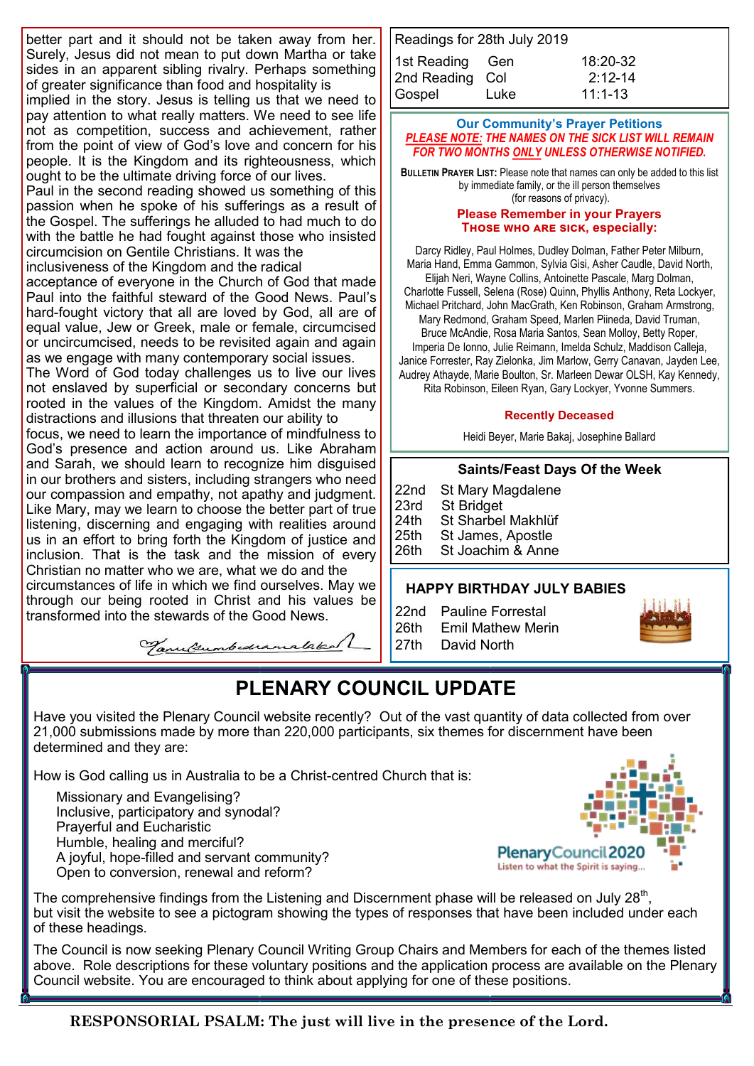better part and it should not be taken away from her. Surely, Jesus did not mean to put down Martha or take sides in an apparent sibling rivalry. Perhaps something of greater significance than food and hospitality is implied in the story. Jesus is telling us that we need to pay attention to what really matters. We need to see life not as competition, success and achievement, rather from the point of view of God's love and concern for his people. It is the Kingdom and its righteousness, which ought to be the ultimate driving force of our lives.

Paul in the second reading showed us something of this passion when he spoke of his sufferings as a result of the Gospel. The sufferings he alluded to had much to do with the battle he had fought against those who insisted circumcision on Gentile Christians. It was the inclusiveness of the Kingdom and the radical acceptance of everyone in the Church of God that made Paul into the faithful steward of the Good News. Paul's hard-fought victory that all are loved by God, all are of equal value, Jew or Greek, male or female, circumcised or uncircumcised, needs to be revisited again and again as we engage with many contemporary social issues.

The Word of God today challenges us to live our lives not enslaved by superficial or secondary concerns but rooted in the values of the Kingdom. Amidst the many distractions and illusions that threaten our ability to focus, we need to learn the importance of mindfulness to God's presence and action around us. Like Abraham and Sarah, we should learn to recognize him disguised in our brothers and sisters, including strangers who need our compassion and empathy, not apathy and judgment. Like Mary, may we learn to choose the better part of true listening, discerning and engaging with realities around us in an effort to bring forth the Kingdom of justice and inclusion. That is the task and the mission of every Christian no matter who we are, what we do and the circumstances of life in which we find ourselves. May we through our being rooted in Christ and his values be transformed into the stewards of the Good News.

*Tamilkumbedaramalakal*

| Readings for 28th July 2019 | | |
|---|---|---|
| 1st Reading | Gen | 18:20-32 |
| 2nd Reading | Col | 2:12-14 |
| Gospel | Luke | 11:1-13 |

**Our Community's Prayer Petitions**

***PLEASE NOTE: THE NAMES ON THE SICK LIST WILL REMAIN FOR TWO MONTHS ONLY UNLESS OTHERWISE NOTIFIED.***

**BULLETIN PRAYER LIST:** Please note that names can only be added to this list by immediate family, or the ill person themselves (for reasons of privacy).

**Please Remember in your Prayers**
**THOSE WHO ARE SICK, especially:**

Darcy Ridley, Paul Holmes, Dudley Dolman, Father Peter Milburn, Maria Hand, Emma Gammon, Sylvia Gisi, Asher Caudle, David North, Elijah Neri, Wayne Collins, Antoinette Pascale, Marg Dolman, Charlotte Fussell, Selena (Rose) Quinn, Phyllis Anthony, Reta Lockyer, Michael Pritchard, John MacGrath, Ken Robinson, Graham Armstrong, Mary Redmond, Graham Speed, Marlen Piineda, David Truman, Bruce McAndie, Rosa Maria Santos, Sean Molloy, Betty Roper, Imperia De Ionno, Julie Reimann, Imelda Schulz, Maddison Calleja, Janice Forrester, Ray Zielonka, Jim Marlow, Gerry Canavan, Jayden Lee, Audrey Athayde, Marie Boulton, Sr. Marleen Dewar OLSH, Kay Kennedy, Rita Robinson, Eileen Ryan, Gary Lockyer, Yvonne Summers.

**Recently Deceased**

Heidi Beyer, Marie Bakaj, Josephine Ballard

**Saints/Feast Days Of the Week**

| | |
|---|---|
| 22nd | St Mary Magdalene |
| 23rd | St Bridget |
| 24th | St Sharbel Makhlüf |
| 25th | St James, Apostle |
| 26th | St Joachim & Anne |

**HAPPY BIRTHDAY JULY BABIES**

| | |
|---|---|
| 22nd | Pauline Forrestal |
| 26th | Emil Mathew Merin |
| 27th | David North |

# PLENARY COUNCIL UPDATE

Have you visited the Plenary Council website recently? Out of the vast quantity of data collected from over 21,000 submissions made by more than 220,000 participants, six themes for discernment have been determined and they are:

How is God calling us in Australia to be a Christ-centred Church that is:

- Missionary and Evangelising?
- Inclusive, participatory and synodal?
- Prayerful and Eucharistic
- Humble, healing and merciful?
- A joyful, hope-filled and servant community?
- Open to conversion, renewal and reform?

PlenaryCouncil2020
Listen to what the Spirit is saying...

The comprehensive findings from the Listening and Discernment phase will be released on July 28th, but visit the website to see a pictogram showing the types of responses that have been included under each of these headings.

The Council is now seeking Plenary Council Writing Group Chairs and Members for each of the themes listed above. Role descriptions for these voluntary positions and the application process are available on the Plenary Council website. You are encouraged to think about applying for one of these positions.

**RESPONSORIAL PSALM: The just will live in the presence of the Lord.**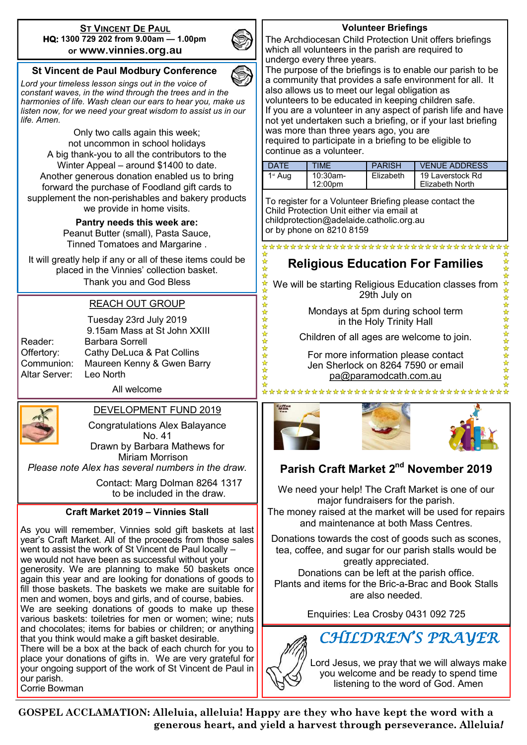## ST VINCENT DE PAUL

**HQ: 1300 729 202 from 9.00am — 1.00pm**
**or www.vinnies.org.au**

### St Vincent de Paul Modbury Conference

*Lord your timeless lesson sings out in the voice of constant waves, in the wind through the trees and in the harmonies of life. Wash clean our ears to hear you, make us listen now, for we need your great wisdom to assist us in our life. Amen.*

Only two calls again this week; not uncommon in school holidays

A big thank-you to all the contributors to the Winter Appeal – around $1400 to date.

Another generous donation enabled us to bring forward the purchase of Foodland gift cards to supplement the non-perishables and bakery products we provide in home visits.

**Pantry needs this week are:**
Peanut Butter (small), Pasta Sauce, Tinned Tomatoes and Margarine .

It will greatly help if any or all of these items could be placed in the Vinnies' collection basket.

Thank you and God Bless

### REACH OUT GROUP

Tuesday 23rd July 2019
9.15am Mass at St John XXIII

Reader: Barbara Sorrell
Offertory: Cathy DeLuca & Pat Collins
Communion: Maureen Kenny & Gwen Barry
Altar Server: Leo North

All welcome

### DEVELOPMENT FUND 2019

Congratulations Alex Balayance
No. 41
Drawn by Barbara Mathews for Miriam Morrison

*Please note Alex has several numbers in the draw.*

Contact: Marg Dolman 8264 1317 to be included in the draw.

### Craft Market 2019 – Vinnies Stall

As you will remember, Vinnies sold gift baskets at last year's Craft Market. All of the proceeds from those sales went to assist the work of St Vincent de Paul locally – we would not have been as successful without your generosity. We are planning to make 50 baskets once again this year and are looking for donations of goods to fill those baskets. The baskets we make are suitable for men and women, boys and girls, and of course, babies. We are seeking donations of goods to make up these various baskets: toiletries for men or women; wine; nuts and chocolates; items for babies or children; or anything that you think would make a gift basket desirable.
There will be a box at the back of each church for you to place your donations of gifts in. We are very grateful for your ongoing support of the work of St Vincent de Paul in our parish.
Corrie Bowman

### Volunteer Briefings

The Archdiocesan Child Protection Unit offers briefings which all volunteers in the parish are required to undergo every three years.
The purpose of the briefings is to enable our parish to be a community that provides a safe environment for all. It also allows us to meet our legal obligation as volunteers to be educated in keeping children safe.
If you are a volunteer in any aspect of parish life and have not yet undertaken such a briefing, or if your last briefing was more than three years ago, you are required to participate in a briefing to be eligible to continue as a volunteer.

| DATE | TIME | PARISH | VENUE ADDRESS |
|---|---|---|---|
| 1st Aug | 10:30am-12:00pm | Elizabeth | 19 Laverstock Rd Elizabeth North |

To register for a Volunteer Briefing please contact the Child Protection Unit either via email at childprotection@adelaide.catholic.org.au or by phone on 8210 8159

### Religious Education For Families

We will be starting Religious Education classes from 29th July on

Mondays at 5pm during school term in the Holy Trinity Hall

Children of all ages are welcome to join.

For more information please contact Jen Sherlock on 8264 7590 or email pa@paramodcath.com.au

### Parish Craft Market 2nd November 2019

We need your help! The Craft Market is one of our major fundraisers for the parish.
The money raised at the market will be used for repairs and maintenance at both Mass Centres.

Donations towards the cost of goods such as scones, tea, coffee, and sugar for our parish stalls would be greatly appreciated.
Donations can be left at the parish office.
Plants and items for the Bric-a-Brac and Book Stalls are also needed.

Enquiries: Lea Crosby 0431 092 725

### CHILDREN'S PRAYER

Lord Jesus, we pray that we will always make you welcome and be ready to spend time listening to the word of God. Amen

**GOSPEL ACCLAMATION: Alleluia, alleluia! Happy are they who have kept the word with a generous heart, and yield a harvest through perseverance. Alleluia!**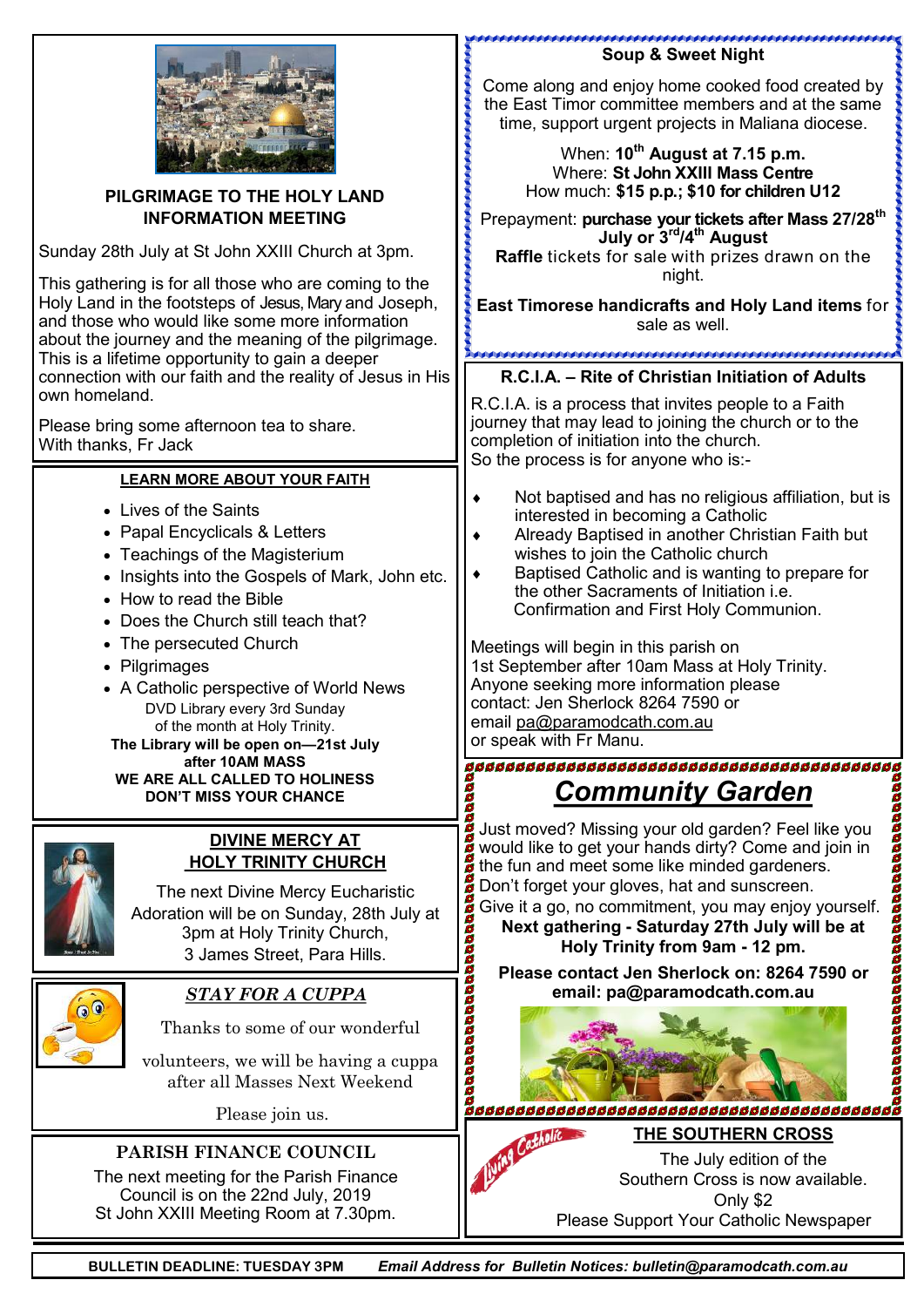## PILGRIMAGE TO THE HOLY LAND INFORMATION MEETING

Sunday 28th July at St John XXIII Church at 3pm.

This gathering is for all those who are coming to the Holy Land in the footsteps of Jesus, Mary and Joseph, and those who would like some more information about the journey and the meaning of the pilgrimage. This is a lifetime opportunity to gain a deeper connection with our faith and the reality of Jesus in His own homeland.

Please bring some afternoon tea to share.
With thanks, Fr Jack

## LEARN MORE ABOUT YOUR FAITH

- Lives of the Saints
- Papal Encyclicals & Letters
- Teachings of the Magisterium
- Insights into the Gospels of Mark, John etc.
- How to read the Bible
- Does the Church still teach that?
- The persecuted Church
- Pilgrimages
- A Catholic perspective of World News

DVD Library every 3rd Sunday of the month at Holy Trinity.

**The Library will be open on—21st July after 10AM MASS**

**WE ARE ALL CALLED TO HOLINESS**
**DON'T MISS YOUR CHANCE**

## DIVINE MERCY AT HOLY TRINITY CHURCH

The next Divine Mercy Eucharistic Adoration will be on Sunday, 28th July at 3pm at Holy Trinity Church, 3 James Street, Para Hills.

## *STAY FOR A CUPPA*

Thanks to some of our wonderful volunteers, we will be having a cuppa after all Masses Next Weekend

Please join us.

## PARISH FINANCE COUNCIL

The next meeting for the Parish Finance Council is on the 22nd July, 2019
St John XXIII Meeting Room at 7.30pm.

## Soup & Sweet Night

Come along and enjoy home cooked food created by the East Timor committee members and at the same time, support urgent projects in Maliana diocese.

When: **10th August at 7.15 p.m.**
Where: **St John XXIII Mass Centre**
How much: **$15 p.p.; $10 for children U12**

Prepayment: **purchase your tickets after Mass 27/28th July or 3rd/4th August**
**Raffle** tickets for sale with prizes drawn on the night.

**East Timorese handicrafts and Holy Land items** for sale as well.

## R.C.I.A. – Rite of Christian Initiation of Adults

R.C.I.A. is a process that invites people to a Faith journey that may lead to joining the church or to the completion of initiation into the church.
So the process is for anyone who is:-

- Not baptised and has no religious affiliation, but is interested in becoming a Catholic
- Already Baptised in another Christian Faith but wishes to join the Catholic church
- Baptised Catholic and is wanting to prepare for the other Sacraments of Initiation i.e. Confirmation and First Holy Communion.

Meetings will begin in this parish on 1st September after 10am Mass at Holy Trinity.
Anyone seeking more information please contact: Jen Sherlock 8264 7590 or email pa@paramodcath.com.au or speak with Fr Manu.

## *Community Garden*

Just moved? Missing your old garden? Feel like you would like to get your hands dirty? Come and join in the fun and meet some like minded gardeners.
Don't forget your gloves, hat and sunscreen.
Give it a go, no commitment, you may enjoy yourself.
**Next gathering - Saturday 27th July will be at Holy Trinity from 9am - 12 pm.**

**Please contact Jen Sherlock on: 8264 7590 or email: pa@paramodcath.com.au**

## THE SOUTHERN CROSS

The July edition of the Southern Cross is now available.
Only $2
Please Support Your Catholic Newspaper

**BULLETIN DEADLINE: TUESDAY 3PM** ***Email Address for Bulletin Notices: bulletin@paramodcath.com.au***